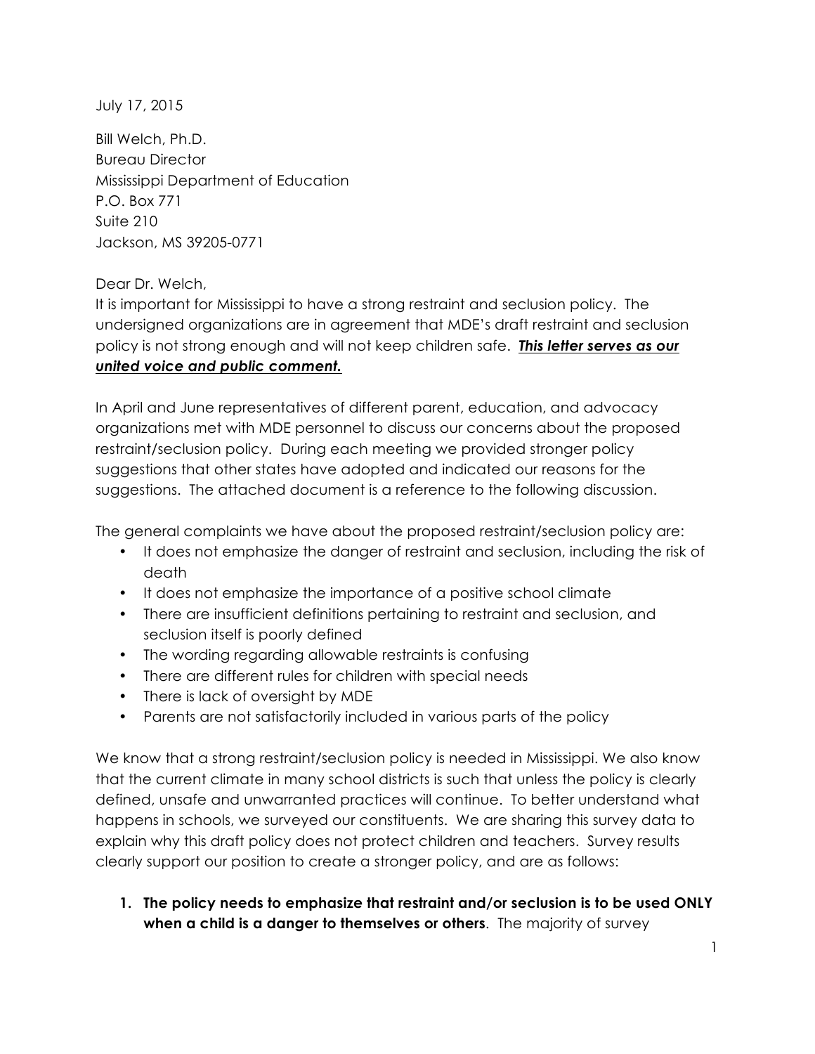July 17, 2015

Bill Welch, Ph.D.
Bureau Director
Mississippi Department of Education
P.O. Box 771
Suite 210
Jackson, MS 39205-0771

Dear Dr. Welch,

It is important for Mississippi to have a strong restraint and seclusion policy. The undersigned organizations are in agreement that MDE's draft restraint and seclusion policy is not strong enough and will not keep children safe. ***This letter serves as our united voice and public comment.***

In April and June representatives of different parent, education, and advocacy organizations met with MDE personnel to discuss our concerns about the proposed restraint/seclusion policy. During each meeting we provided stronger policy suggestions that other states have adopted and indicated our reasons for the suggestions. The attached document is a reference to the following discussion.

The general complaints we have about the proposed restraint/seclusion policy are:

- It does not emphasize the danger of restraint and seclusion, including the risk of death
- It does not emphasize the importance of a positive school climate
- There are insufficient definitions pertaining to restraint and seclusion, and seclusion itself is poorly defined
- The wording regarding allowable restraints is confusing
- There are different rules for children with special needs
- There is lack of oversight by MDE
- Parents are not satisfactorily included in various parts of the policy

We know that a strong restraint/seclusion policy is needed in Mississippi. We also know that the current climate in many school districts is such that unless the policy is clearly defined, unsafe and unwarranted practices will continue. To better understand what happens in schools, we surveyed our constituents. We are sharing this survey data to explain why this draft policy does not protect children and teachers. Survey results clearly support our position to create a stronger policy, and are as follows:

1. **The policy needs to emphasize that restraint and/or seclusion is to be used ONLY when a child is a danger to themselves or others**. The majority of survey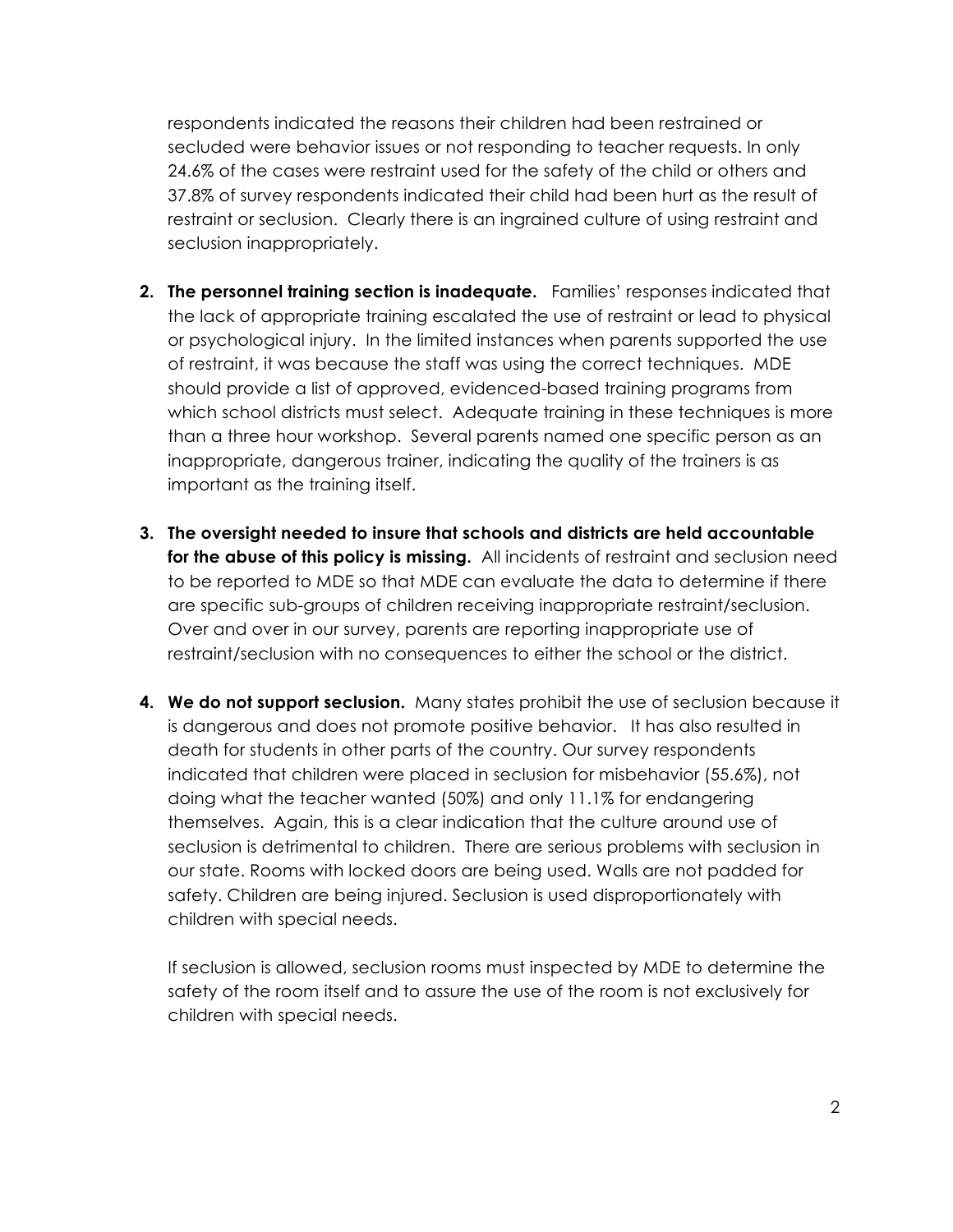respondents indicated the reasons their children had been restrained or secluded were behavior issues or not responding to teacher requests. In only 24.6% of the cases were restraint used for the safety of the child or others and 37.8% of survey respondents indicated their child had been hurt as the result of restraint or seclusion. Clearly there is an ingrained culture of using restraint and seclusion inappropriately.

2. **The personnel training section is inadequate.** Families' responses indicated that the lack of appropriate training escalated the use of restraint or lead to physical or psychological injury. In the limited instances when parents supported the use of restraint, it was because the staff was using the correct techniques. MDE should provide a list of approved, evidenced-based training programs from which school districts must select. Adequate training in these techniques is more than a three hour workshop. Several parents named one specific person as an inappropriate, dangerous trainer, indicating the quality of the trainers is as important as the training itself.

3. **The oversight needed to insure that schools and districts are held accountable for the abuse of this policy is missing.** All incidents of restraint and seclusion need to be reported to MDE so that MDE can evaluate the data to determine if there are specific sub-groups of children receiving inappropriate restraint/seclusion. Over and over in our survey, parents are reporting inappropriate use of restraint/seclusion with no consequences to either the school or the district.

4. **We do not support seclusion.** Many states prohibit the use of seclusion because it is dangerous and does not promote positive behavior. It has also resulted in death for students in other parts of the country. Our survey respondents indicated that children were placed in seclusion for misbehavior (55.6%), not doing what the teacher wanted (50%) and only 11.1% for endangering themselves. Again, this is a clear indication that the culture around use of seclusion is detrimental to children. There are serious problems with seclusion in our state. Rooms with locked doors are being used. Walls are not padded for safety. Children are being injured. Seclusion is used disproportionately with children with special needs.

   If seclusion is allowed, seclusion rooms must inspected by MDE to determine the safety of the room itself and to assure the use of the room is not exclusively for children with special needs.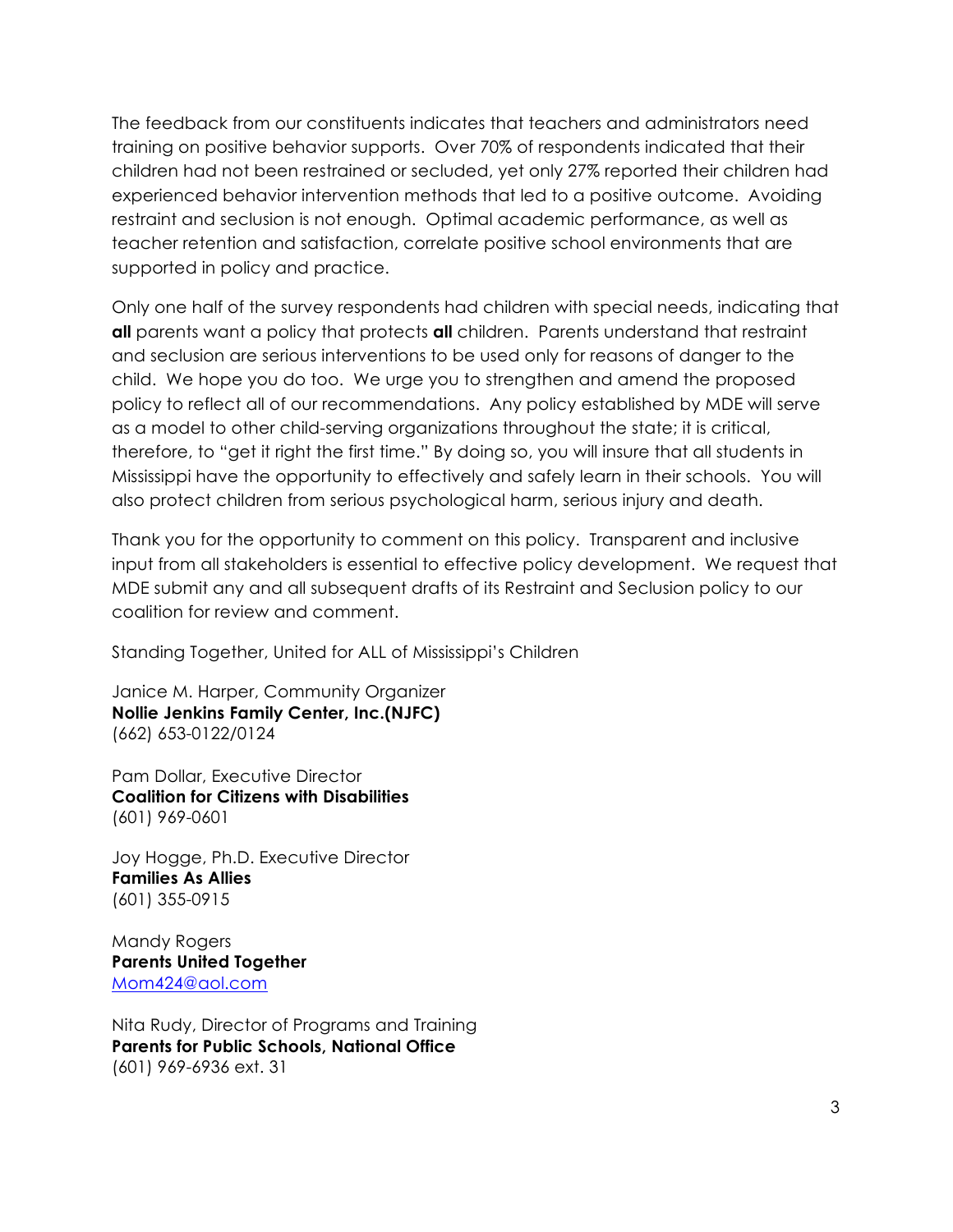The feedback from our constituents indicates that teachers and administrators need training on positive behavior supports. Over 70% of respondents indicated that their children had not been restrained or secluded, yet only 27% reported their children had experienced behavior intervention methods that led to a positive outcome. Avoiding restraint and seclusion is not enough. Optimal academic performance, as well as teacher retention and satisfaction, correlate positive school environments that are supported in policy and practice.

Only one half of the survey respondents had children with special needs, indicating that **all** parents want a policy that protects **all** children. Parents understand that restraint and seclusion are serious interventions to be used only for reasons of danger to the child. We hope you do too. We urge you to strengthen and amend the proposed policy to reflect all of our recommendations. Any policy established by MDE will serve as a model to other child-serving organizations throughout the state; it is critical, therefore, to "get it right the first time." By doing so, you will insure that all students in Mississippi have the opportunity to effectively and safely learn in their schools. You will also protect children from serious psychological harm, serious injury and death.

Thank you for the opportunity to comment on this policy. Transparent and inclusive input from all stakeholders is essential to effective policy development. We request that MDE submit any and all subsequent drafts of its Restraint and Seclusion policy to our coalition for review and comment.

Standing Together, United for ALL of Mississippi's Children

Janice M. Harper, Community Organizer
**Nollie Jenkins Family Center, Inc.(NJFC)**
(662) 653-0122/0124

Pam Dollar, Executive Director
**Coalition for Citizens with Disabilities**
(601) 969-0601

Joy Hogge, Ph.D. Executive Director
**Families As Allies**
(601) 355-0915

Mandy Rogers
**Parents United Together**
Mom424@aol.com

Nita Rudy, Director of Programs and Training
**Parents for Public Schools, National Office**
(601) 969-6936 ext. 31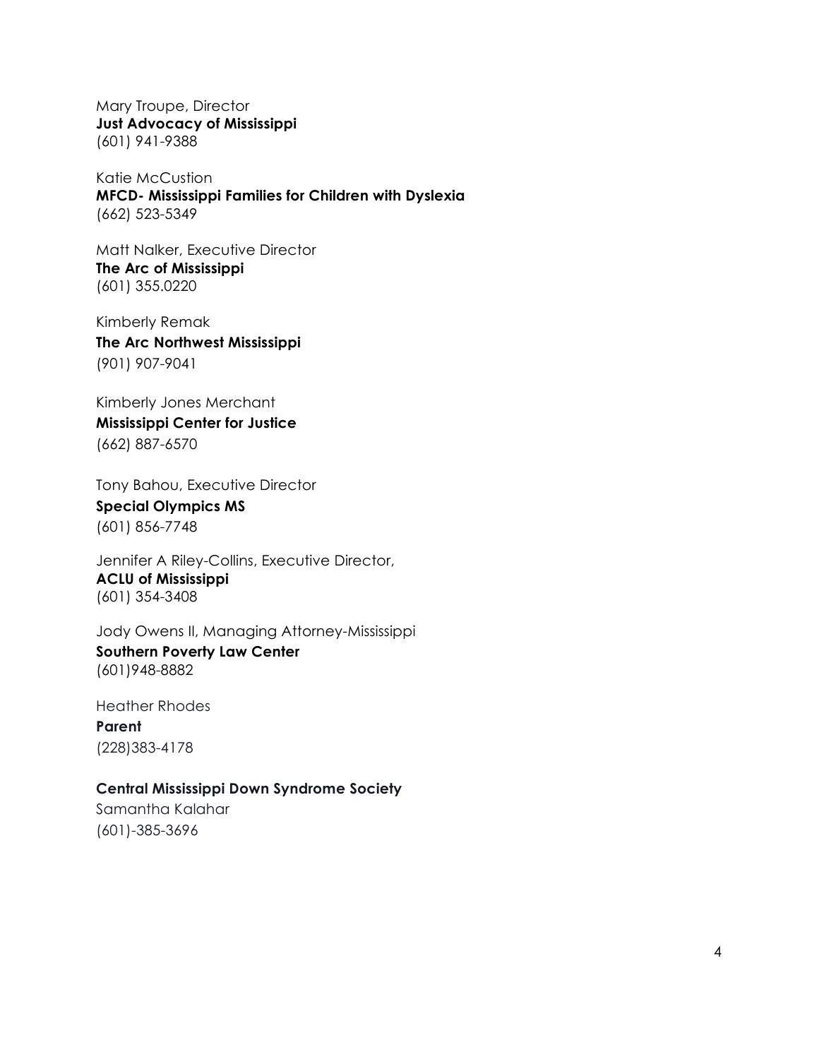Mary Troupe, Director
**Just Advocacy of Mississippi**
(601) 941-9388

Katie McCustion
**MFCD- Mississippi Families for Children with Dyslexia**
(662) 523-5349

Matt Nalker, Executive Director
**The Arc of Mississippi**
(601) 355.0220

Kimberly Remak
**The Arc Northwest Mississippi**
(901) 907-9041

Kimberly Jones Merchant
**Mississippi Center for Justice**
(662) 887-6570

Tony Bahou, Executive Director
**Special Olympics MS**
(601) 856-7748

Jennifer A Riley-Collins, Executive Director,
**ACLU of Mississippi**
(601) 354-3408

Jody Owens II, Managing Attorney-Mississippi
**Southern Poverty Law Center**
(601)948-8882

Heather Rhodes
**Parent**
(228)383-4178

**Central Mississippi Down Syndrome Society**
Samantha Kalahar
(601)-385-3696